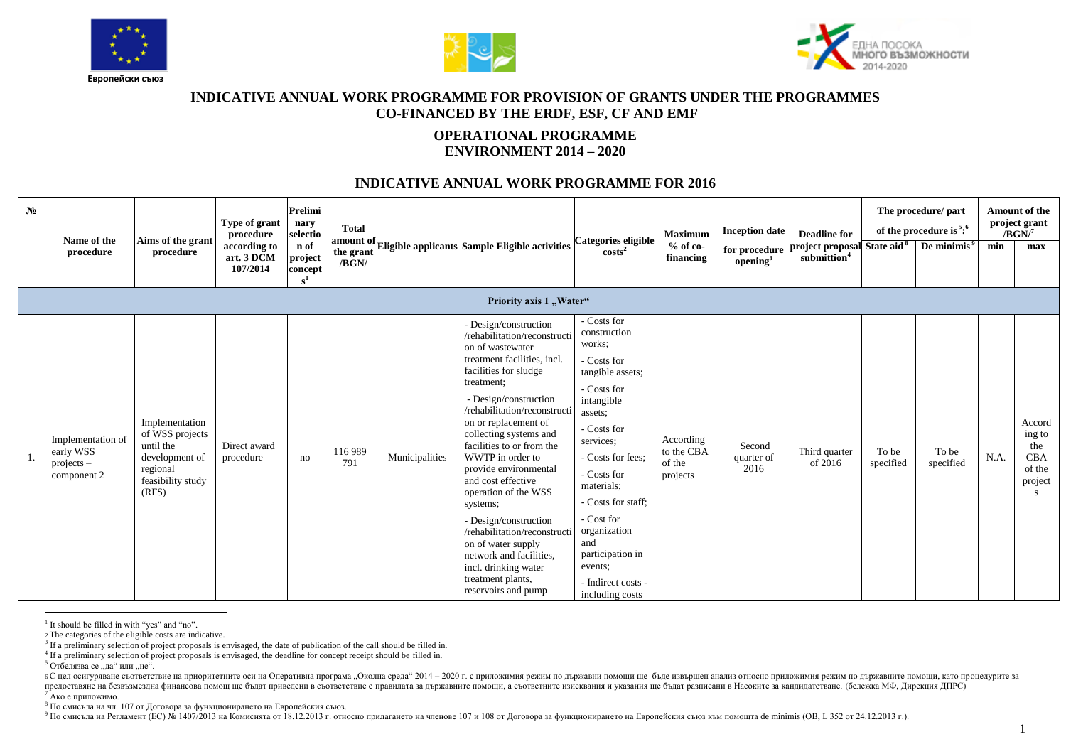Европейски съюз

ЕДНА ПОСОКА МНОГО ВЪЗМОЖНОСТИ 2014-2020

# INDICATIVE ANNUAL WORK PROGRAMME FOR PROVISION OF GRANTS UNDER THE PROGRAMMES CO-FINANCED BY THE ERDF, ESF, CF AND EMF

## OPERATIONAL PROGRAMME ENVIRONMENT 2014 – 2020

## INDICATIVE ANNUAL WORK PROGRAMME FOR 2016

| № | Name of the procedure | Aims of the grant procedure | Type of grant procedure according to art. 3 DCM 107/2014 | Preliminary selection of project concepts[1] | Total amount of the grant /BGN/ | Eligible applicants | Sample Eligible activities | Categories eligible costs[2] | Maximum % of co-financing | Inception date for procedure opening[3] | Deadline for project proposal submittion[4] | The procedure/ part of the procedure is[5]:[6] | | Amount of the project grant /BGN/[7] | |
|---|---|---|---|---|---|---|---|---|---|---|---|---|---|---|---|
| | | | | | | | | | | | | State aid[8] | De minimis[9] | min | max |
| **Priority axis 1 „Water“** | | | | | | | | | | | | | | | |
| 1. | Implementation of early WSS projects – component 2 | Implementation of WSS projects until the development of regional feasibility study (RFS) | Direct award procedure | no | 116 989 791 | Municipalities | - Design/construction /rehabilitation/reconstruction of wastewater treatment facilities, incl. facilities for sludge treatment; - Design/construction /rehabilitation/reconstruction or replacement of collecting systems and facilities to or from the WWTP in order to provide environmental and cost effective operation of the WSS systems; - Design/construction /rehabilitation/reconstruction of water supply network and facilities, incl. drinking water treatment plants, reservoirs and pump | - Costs for construction works; - Costs for tangible assets; - Costs for intangible assets; - Costs for services; - Costs for fees; - Costs for materials; - Costs for staff; - Cost for organization and participation in events; - Indirect costs - including costs | According to the CBA of the projects | Second quarter of 2016 | Third quarter of 2016 | To be specified | To be specified | N.A. | According to the CBA of the projects |

[1] It should be filled in with "yes" and "no".
[2] The categories of the eligible costs are indicative.
[3] If a preliminary selection of project proposals is envisaged, the date of publication of the call should be filled in.
[4] If a preliminary selection of project proposals is envisaged, the deadline for concept receipt should be filled in.
[5] Отбелязва се „да“ или „не“.
[6] С цел осигуряване съответствие на приоритетните оси на Оперативна програма „Околна среда“ 2014 – 2020 г. с приложимия режим по държавни помощи ще бъде извършен анализ относно приложимия режим по държавните помощи, като процедурите за предоставяне на безвъзмездна финансова помощ ще бъдат приведени в съответствие с правилата за държавните помощи, а съответните изисквания и указания ще бъдат разписани в Насоките за кандидатстване. (бележка МФ, Дирекция ДПРС)
[7] Ако е приложимо.
[8] По смисъла на чл. 107 от Договора за функционирането на Европейския съюз.
[9] По смисъла на Регламент (ЕС) № 1407/2013 на Комисията от 18.12.2013 г. относно прилагането на членове 107 и 108 от Договора за функционирането на Европейския съюз към помощта de minimis (ОВ, L 352 от 24.12.2013 г.).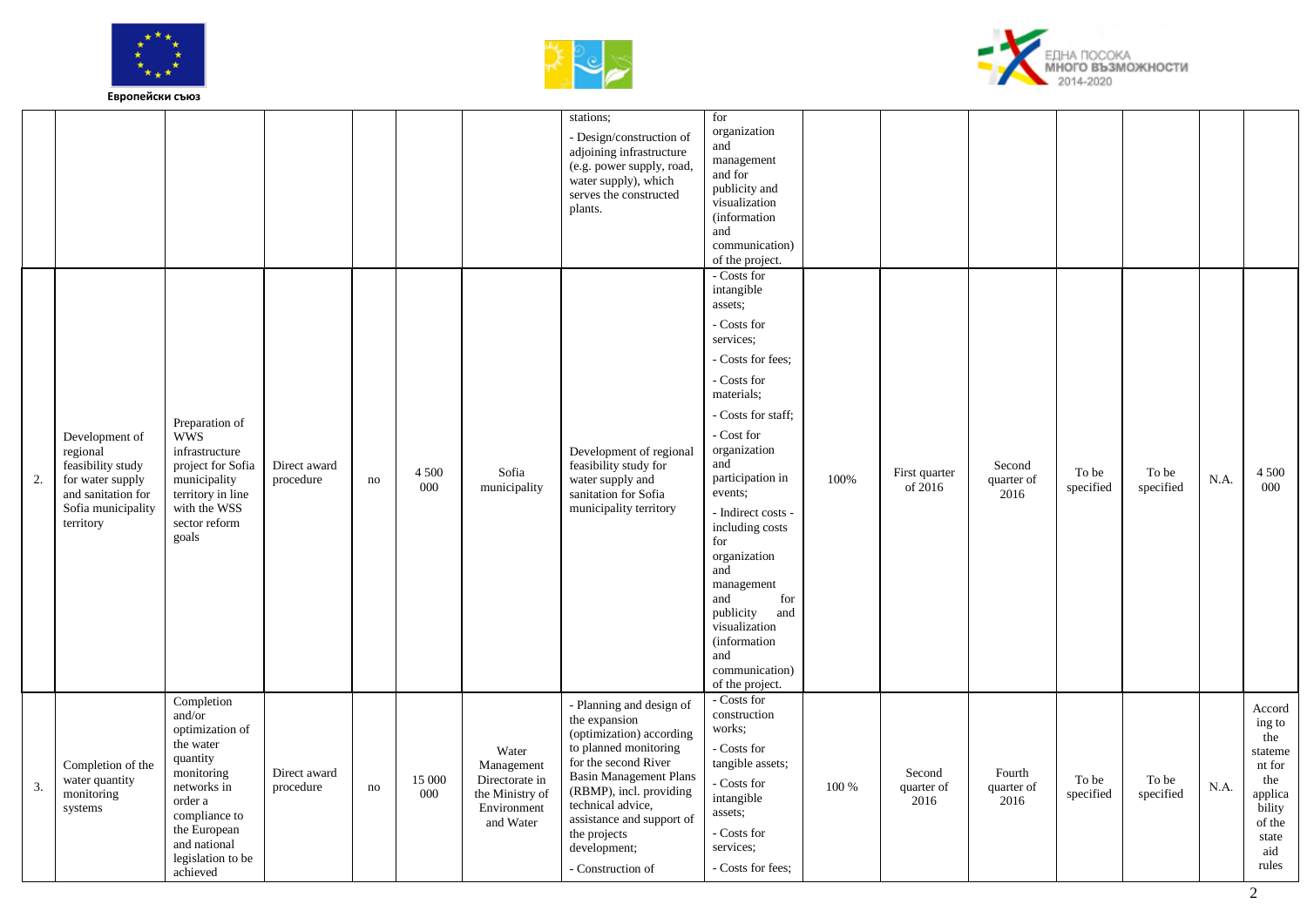| | | | | | | | stations;<br>- Design/construction of adjoining infrastructure (e.g. power supply, road, water supply), which serves the constructed plants. | for organization and management and for publicity and visualization (information and communication) of the project. | | | | | | | |
|---|---|---|---|---|---|---|---|---|---|---|---|---|---|---|---|
| 2. | Development of regional feasibility study for water supply and sanitation for Sofia municipality territory | Preparation of WWS infrastructure project for Sofia municipality territory in line with the WSS sector reform goals | Direct award procedure | no | 4 500 000 | Sofia municipality | Development of regional feasibility study for water supply and sanitation for Sofia municipality territory | - Costs for intangible assets;<br>- Costs for services;<br>- Costs for fees;<br>- Costs for materials;<br>- Costs for staff;<br>- Cost for organization and participation in events;<br>- Indirect costs - including costs for organization and management and for publicity and visualization (information and communication) of the project. | 100% | First quarter of 2016 | Second quarter of 2016 | To be specified | To be specified | N.A. | 4 500 000 |
| 3. | Completion of the water quantity monitoring systems | Completion and/or optimization of the water quantity monitoring networks in order a compliance to the European and national legislation to be achieved | Direct award procedure | no | 15 000 000 | Water Management Directorate in the Ministry of Environment and Water | - Planning and design of the expansion (optimization) according to planned monitoring for the second River Basin Management Plans (RBMP), incl. providing technical advice, technical assistance and support of the projects development;<br>- Construction of | - Costs for construction works;<br>- Costs for tangible assets;<br>- Costs for intangible assets;<br>- Costs for services;<br>- Costs for fees; | 100 % | Second quarter of 2016 | Fourth quarter of 2016 | To be specified | To be specified | N.A. | According to the statement for the applicability of the state aid rules |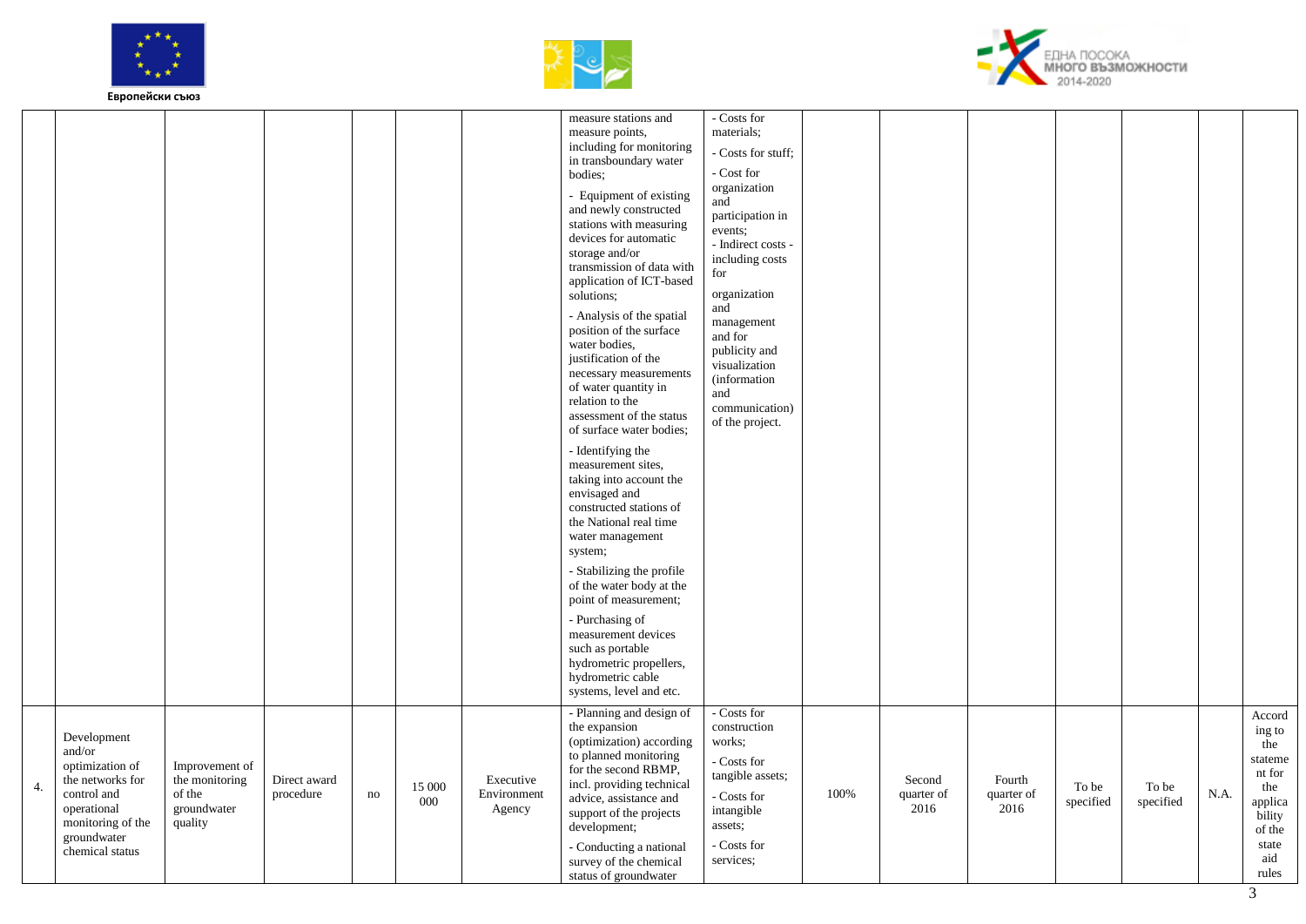| | | | | | | | | | | | | | | | |
|---|---|---|---|---|---|---|---|---|---|---|---|---|---|---|---|
| | | | | | | | measure stations and measure points, including for monitoring in transboundary water bodies;<br>- Equipment of existing and newly constructed stations with measuring devices for automatic storage and/or transmission of data with application of ICT-based solutions;<br>- Analysis of the spatial position of the surface water bodies, justification of the necessary measurements of water quantity in relation to the assessment of the status of surface water bodies;<br>- Identifying the measurement sites, taking into account the envisaged and constructed stations of the National real time water management system;<br>- Stabilizing the profile of the water body at the point of measurement;<br>- Purchasing of measurement devices such as portable hydrometric propellers, hydrometric cable systems, level and etc. | - Costs for materials;<br>- Costs for stuff;<br>- Cost for organization and participation in events;<br>- Indirect costs - including costs for organization and management and for publicity and visualization (information and communication) of the project. | | | | | | | |
| 4. | Development and/or optimization of the networks for control and operational monitoring of the groundwater chemical status | Improvement of the monitoring of the groundwater quality | Direct award procedure | no | 15 000 000 | Executive Environment Agency | - Planning and design of the expansion (optimization) according to planned monitoring for the second RBMP, incl. providing technical advice, assistance and support of the projects development;<br>- Conducting a national survey of the chemical status of groundwater | - Costs for construction works;<br>- Costs for tangible assets;<br>- Costs for intangible assets;<br>- Costs for services; | 100% | Second quarter of 2016 | Fourth quarter of 2016 | To be specified | To be specified | N.A. | According to the statement for the applicability of the state aid rules |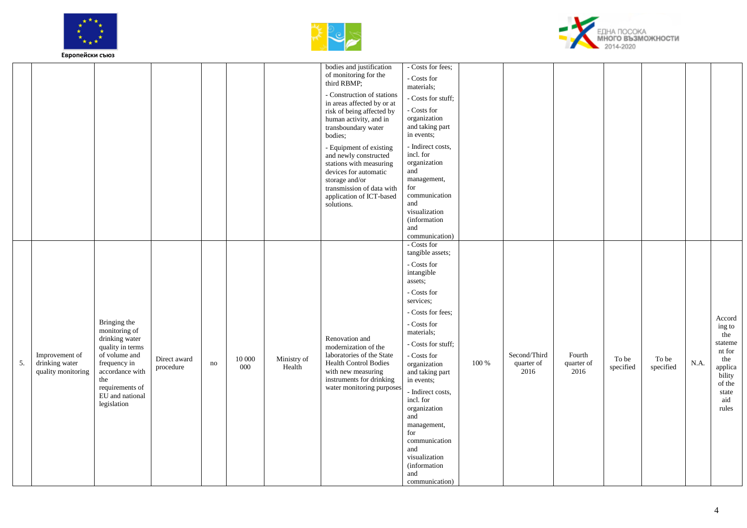| | | | | | | | | | | | | | | | |
|---|---|---|---|---|---|---|---|---|---|---|---|---|---|---|---|
| | | | | | | | bodies and justification of monitoring for the third RBMP;<br>- Construction of stations in areas affected by or at risk of being affected by human activity, and in transboundary water bodies;<br>- Equipment of existing and newly constructed stations with measuring devices for automatic storage and/or transmission of data with application of ICT-based solutions. | - Costs for fees;<br>- Costs for materials;<br>- Costs for stuff;<br>- Costs for organization and taking part in events;<br>- Indirect costs, incl. for organization and management, for communication and visualization (information and communication) | | | | | | | |
| 5. | Improvement of drinking water quality monitoring | Bringing the monitoring of drinking water quality in terms of volume and frequency in accordance with the requirements of EU and national legislation | Direct award procedure | no | 10 000 000 | Ministry of Health | Renovation and modernization of the laboratories of the State Health Control Bodies with new measuring instruments for drinking water monitoring purposes | - Costs for tangible assets;<br>- Costs for intangible assets;<br>- Costs for services;<br>- Costs for fees;<br>- Costs for materials;<br>- Costs for stuff;<br>- Costs for organization and taking part in events;<br>- Indirect costs, incl. for organization and management, for communication and visualization (information and communication) | 100 % | Second/Third quarter of 2016 | Fourth quarter of 2016 | To be specified | To be specified | N.A. | According to the statement for the applicability of the state aid rules |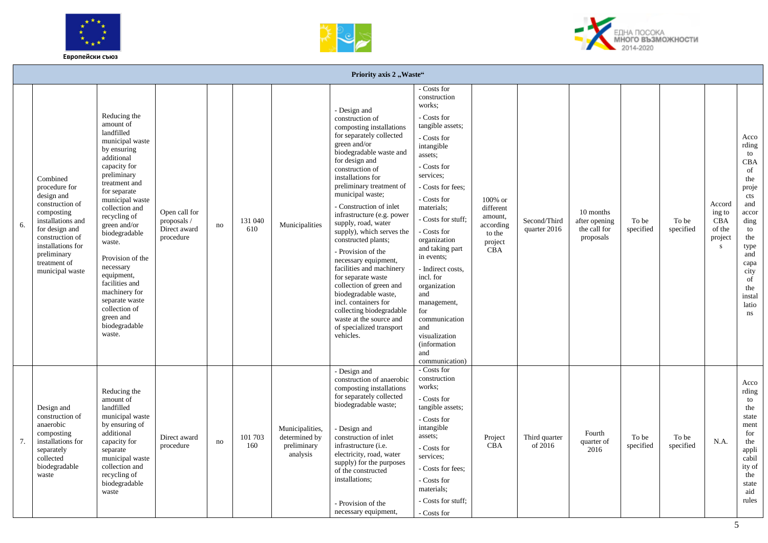| Priority axis 2 „Waste“ | | | | | | | | | | | | | | |
|---|---|---|---|---|---|---|---|---|---|---|---|---|---|---|
| 6. | Combined procedure for design and construction of composting installations and for design and construction of installations for preliminary treatment of municipal waste | Reducing the amount of landfilled municipal waste by ensuring additional capacity for preliminary treatment and for separate municipal waste collection and recycling of green and/or biodegradable waste.<br><br>Provision of the necessary equipment, facilities and machinery for separate waste collection of green and biodegradable waste. | Open call for proposals / Direct award procedure | no | 131 040 610 | Municipalities | - Design and construction of composting installations for separately collected green and/or biodegradable waste and for design and construction of installations for preliminary treatment of municipal waste;<br>- Construction of inlet infrastructure (e.g. power supply, road, water supply), which serves the constructed plants;<br>- Provision of the necessary equipment, facilities and machinery for separate waste collection of green and biodegradable waste, incl. containers for collecting biodegradable waste at the source and of specialized transport vehicles. | - Costs for construction works;<br>- Costs for tangible assets;<br>- Costs for intangible assets;<br>- Costs for services;<br>- Costs for fees;<br>- Costs for materials;<br>- Costs for stuff;<br>- Costs for organization and taking part in events;<br>- Indirect costs, incl. for organization and management, for communication and visualization (information and communication) | 100% or different amount, according to the project CBA | Second/Third quarter 2016 | 10 months after opening the call for proposals | To be specified | To be specified | According to CBA of the projects | According to CBA of the projects and according to the type and capacity of the installations |
| 7. | Design and construction of anaerobic composting installations for separately collected biodegradable waste | Reducing the amount of landfilled municipal waste by ensuring of additional capacity for separate municipal waste collection and recycling of biodegradable waste | Direct award procedure | no | 101 703 160 | Municipalities, determined by preliminary analysis | - Design and construction of anaerobic composting installations for separately collected biodegradable waste;<br><br>- Design and construction of inlet infrastructure (i.e. electricity, road, water supply) for the purposes of the constructed installations;<br><br>- Provision of the necessary equipment, | - Costs for construction works;<br>- Costs for tangible assets;<br>- Costs for intangible assets;<br>- Costs for services;<br>- Costs for fees;<br>- Costs for materials;<br>- Costs for stuff;<br>- Costs for | Project CBA | Third quarter of 2016 | Fourth quarter of 2016 | To be specified | To be specified | N.A. | According to the statement for the applicability of the state aid rules |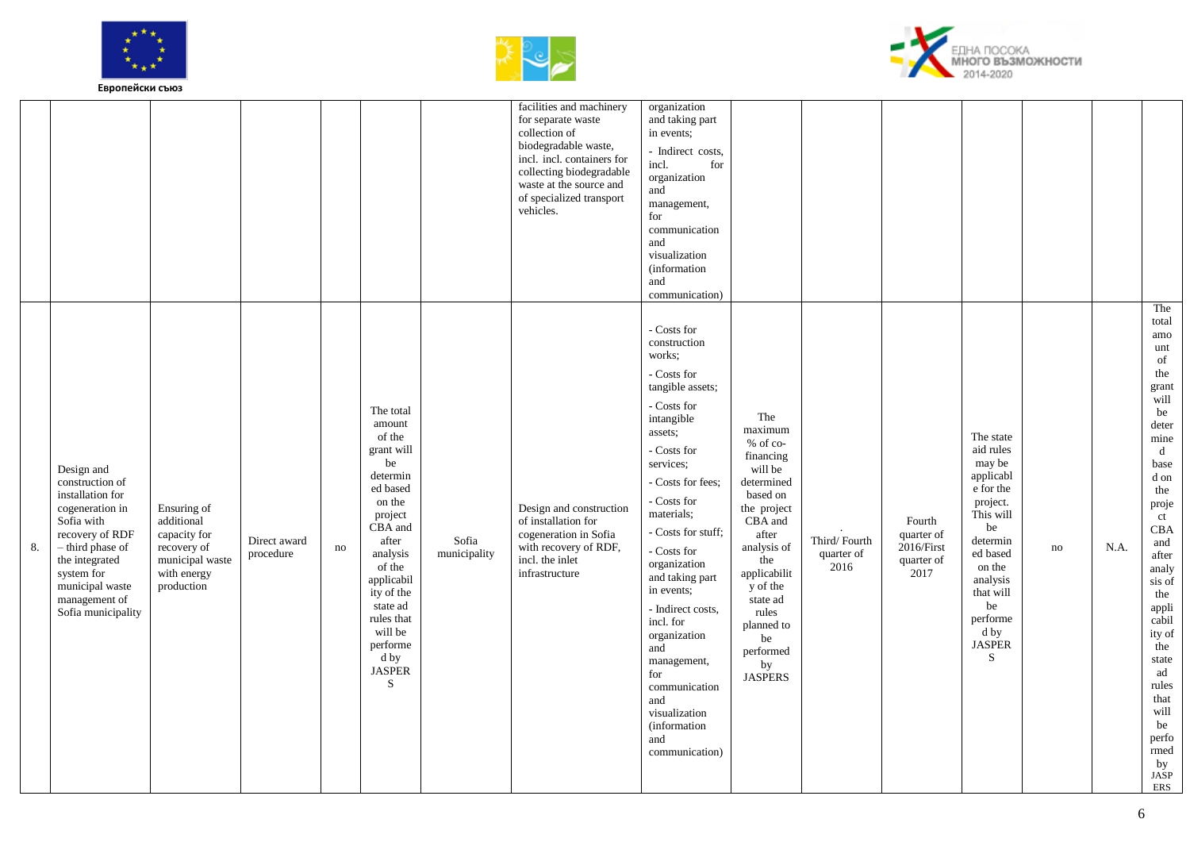| | | | | | | | | | | | | | | |
|---|---|---|---|---|---|---|---|---|---|---|---|---|---|---|
| | | | | | | | facilities and machinery for separate waste collection of biodegradable waste, incl. incl. containers for collecting biodegradable waste at the source and of specialized transport vehicles. | organization and taking part in events;<br>- Indirect costs, incl. for organization and management, for communication and visualization (information and communication) | | | | | | |
| 8. | Design and construction of installation for cogeneration in Sofia with recovery of RDF – third phase of the integrated system for municipal waste management of Sofia municipality | Ensuring of additional capacity for recovery of municipal waste with energy production | Direct award procedure | no | The total amount of the grant will be determined based on the project CBA and after analysis of the applicability of the state ad rules that will be performed by JASPERS | Sofia municipality | Design and construction of installation for cogeneration in Sofia with recovery of RDF, incl. the inlet infrastructure | - Costs for construction works;<br>- Costs for tangible assets;<br>- Costs for intangible assets;<br>- Costs for services;<br>- Costs for fees;<br>- Costs for materials;<br>- Costs for stuff;<br>- Costs for organization and taking part in events;<br>- Indirect costs, incl. for organization and management, for communication and visualization (information and communication) | The maximum % of co-financing will be determined based on the project CBA and after analysis of the applicability of the state ad rules planned to be performed by JASPERS | . Third/ Fourth quarter of 2016 | Fourth quarter of 2016/First quarter of 2017 | The state aid rules may be applicable for the project. This will be determined based on the analysis that will be performed by JASPERS | no | N.A. | The total amount of the grant will be determined based on the project CBA and after analysis of the applicability of the state ad rules that will be performed by JASPERS |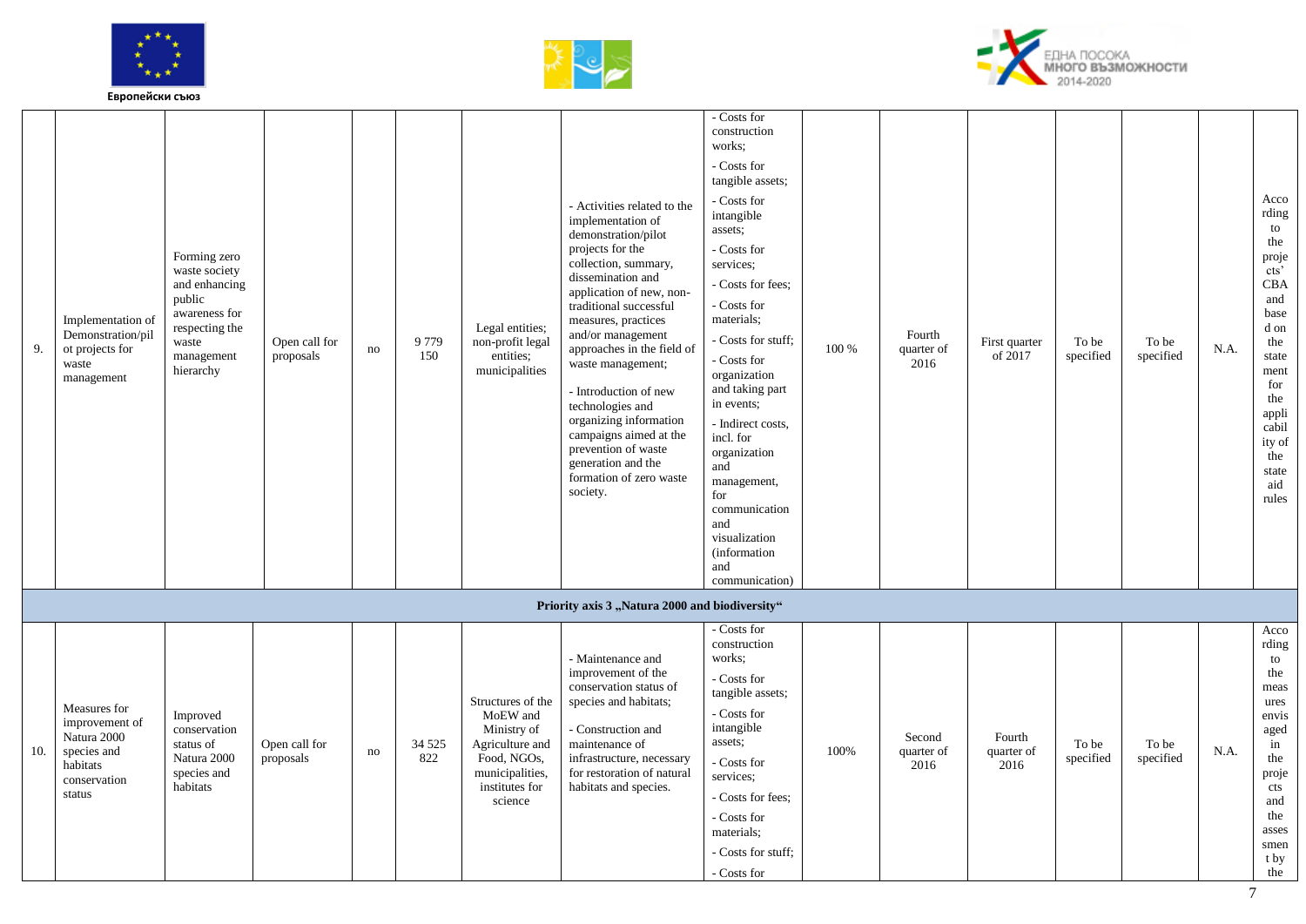| 9. | Implementation of Demonstration/pilot projects for waste management | Forming zero waste society and enhancing public awareness for respecting the waste management hierarchy | Open call for proposals | no | 9 779 150 | Legal entities; non-profit legal entities; municipalities | - Activities related to the implementation of demonstration/pilot projects for the collection, summary, dissemination and application of new, non-traditional successful measures, practices and/or management approaches in the field of waste management;<br><br>- Introduction of new technologies and organizing information campaigns aimed at the prevention of waste generation and the formation of zero waste society. | - Costs for construction works;<br>- Costs for tangible assets;<br>- Costs for intangible assets;<br>- Costs for services;<br>- Costs for fees;<br>- Costs for materials;<br>- Costs for stuff;<br>- Costs for organization and taking part in events;<br>- Indirect costs, incl. for organization and management, for communication and visualization (information and communication) | 100 % | Fourth quarter of 2016 | First quarter of 2017 | To be specified | To be specified | N.A. | According to the projects' CBA and based on the statement for the applicability of the state aid rules |
|---|---|---|---|---|---|---|---|---|---|---|---|---|---|---|---|
| **Priority axis 3 „Natura 2000 and biodiversity“** | | | | | | | | | | | | | | | |
| 10. | Measures for improvement of Natura 2000 species and habitats conservation status | Improved conservation status of Natura 2000 species and habitats | Open call for proposals | no | 34 525 822 | Structures of the MoEW and Ministry of Agriculture and Food, NGOs, municipalities, institutes for science | - Maintenance and improvement of the conservation status of species and habitats;<br><br>- Construction and maintenance of infrastructure, necessary for restoration of natural habitats and species. | - Costs for construction works;<br>- Costs for tangible assets;<br>- Costs for intangible assets;<br>- Costs for services;<br>- Costs for fees;<br>- Costs for materials;<br>- Costs for stuff;<br>- Costs for | 100% | Second quarter of 2016 | Fourth quarter of 2016 | To be specified | To be specified | N.A. | According to the measures envisaged in the projects and the assessment by the |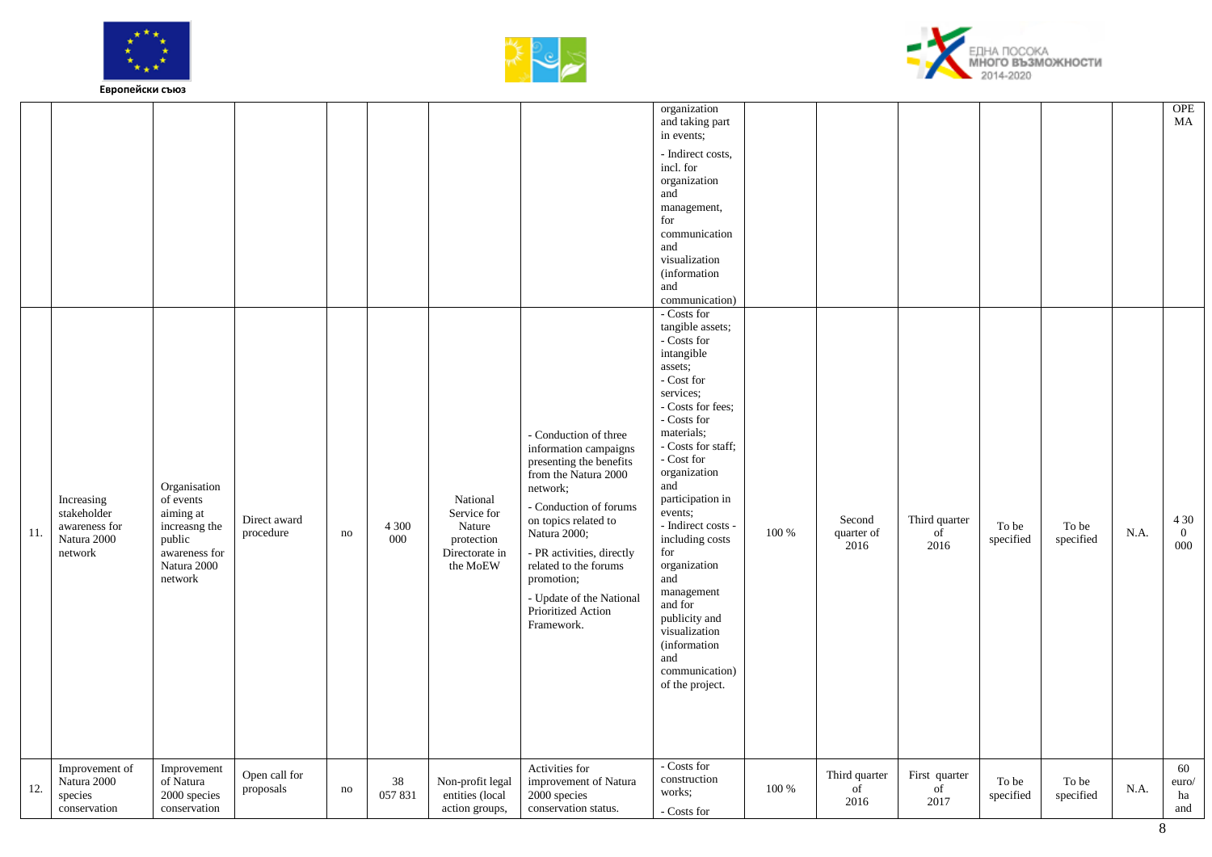| | | | | | | | | | | | | | | |
|---|---|---|---|---|---|---|---|---|---|---|---|---|---|---|
| | | | | | | | | organization and taking part in events;<br>- Indirect costs, incl. for organization and management, for communication and visualization (information and communication) | | | | | | | OPE MA |
| 11. | Increasing stakeholder awareness for Natura 2000 network | Organisation of events aiming at increasng the public awareness for Natura 2000 network | Direct award procedure | no | 4 300 000 | National Service for Nature protection Directorate in the MoEW | - Conduction of three information campaigns presenting the benefits from the Natura 2000 network;<br>- Conduction of forums on topics related to Natura 2000;<br>- PR activities, directly related to the forums promotion;<br>- Update of the National Prioritized Action Framework. | - Costs for tangible assets;<br>- Costs for intangible assets;<br>- Cost for services;<br>- Costs for fees;<br>- Costs for materials;<br>- Costs for staff;<br>- Cost for organization and participation in events;<br>- Indirect costs - including costs for organization and management and for publicity and visualization (information and communication) of the project. | 100 % | Second quarter of 2016 | Third quarter of 2016 | To be specified | To be specified | N.A. | 4 300 000 |
| 12. | Improvement of Natura 2000 species conservation | Improvement of Natura 2000 species conservation | Open call for proposals | no | 38 057 831 | Non-profit legal entities (local action groups, | Activities for improvement of Natura 2000 species conservation status. | - Costs for construction works;<br>- Costs for | 100 % | Third quarter of 2016 | First quarter of 2017 | To be specified | To be specified | N.A. | 60 euro/ha and |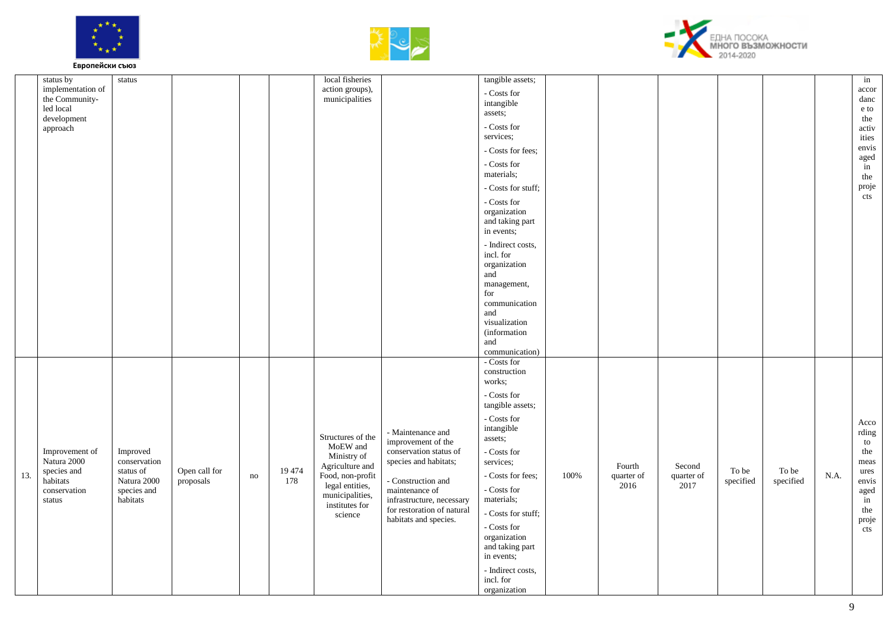| | | | | | | | | | | | | | | | |
|---|---|---|---|---|---|---|---|---|---|---|---|---|---|---|---|
| | status by implementation of the Community-led local development approach | status | | | | local fisheries action groups), municipalities | | tangible assets; - Costs for intangible assets; - Costs for services; - Costs for fees; - Costs for materials; - Costs for stuff; - Costs for organization and taking part in events; - Indirect costs, incl. for organization and management, for communication and visualization (information and communication) | | | | | | | in accordance to the activities envisaged in the projects |
| 13. | Improvement of Natura 2000 species and habitats conservation status | Improved conservation status of Natura 2000 species and habitats | Open call for proposals | no | 19 474 178 | Structures of the MoEW and Ministry of Agriculture and Food, non-profit legal entities, municipalities, institutes for science | - Maintenance and improvement of the conservation status of species and habitats; - Construction and maintenance of infrastructure, necessary for restoration of natural habitats and species. | - Costs for construction works; - Costs for tangible assets; - Costs for intangible assets; - Costs for services; - Costs for fees; - Costs for materials; - Costs for stuff; - Costs for organization and taking part in events; - Indirect costs, incl. for organization | 100% | Fourth quarter of 2016 | Second quarter of 2017 | To be specified | To be specified | N.A. | According to the measures envisaged in the projects |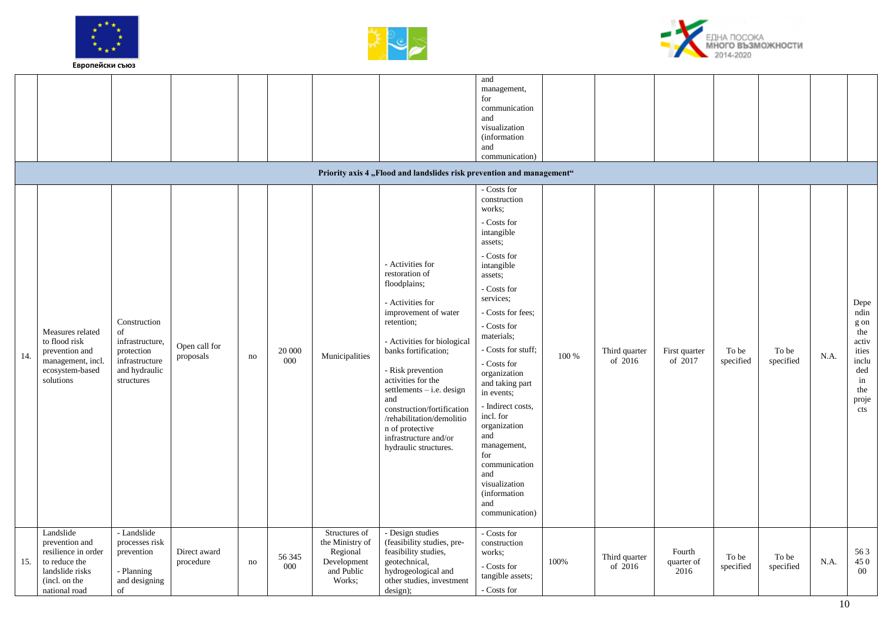| | | | | | | | | | | | | | | | |
|---|---|---|---|---|---|---|---|---|---|---|---|---|---|---|---|
| | | | | | | | | and management, for communication and visualization (information and communication) | | | | | | | |
| **Priority axis 4 „Flood and landslides risk prevention and management“** | | | | | | | | | | | | | | | |
| 14. | Measures related to flood risk prevention and management, incl. ecosystem-based solutions | Construction of infrastructure, protection infrastructure and hydraulic structures | Open call for proposals | no | 20 000 000 | Municipalities | - Activities for restoration of floodplains;<br><br>- Activities for improvement of water retention;<br><br>- Activities for biological banks fortification;<br><br>- Risk prevention activities for the settlements – i.e. design and construction/fortification/rehabilitation/demolition of protective infrastructure and/or hydraulic structures. | - Costs for construction works;<br>- Costs for intangible assets;<br>- Costs for intangible assets;<br>- Costs for services;<br>- Costs for fees;<br>- Costs for materials;<br>- Costs for stuff;<br>- Costs for organization and taking part in events;<br>- Indirect costs, incl. for organization and management, for communication and visualization (information and communication) | 100 % | Third quarter of 2016 | First quarter of 2017 | To be specified | To be specified | N.A. | Depending on the activities included in the projects |
| 15. | Landslide prevention and resilience in order to reduce the landslide risks (incl. on the national road | - Landslide processes risk prevention<br><br>- Planning and designing of | Direct award procedure | no | 56 345 000 | Structures of the Ministry of Regional Development and Public Works; | - Design studies (feasibility studies, pre-feasibility studies, geotechnical, hydrogeological and other studies, investment design); | - Costs for construction works;<br>- Costs for tangible assets;<br>- Costs for | 100% | Third quarter of 2016 | Fourth quarter of 2016 | To be specified | To be specified | N.A. | 56 345 000 |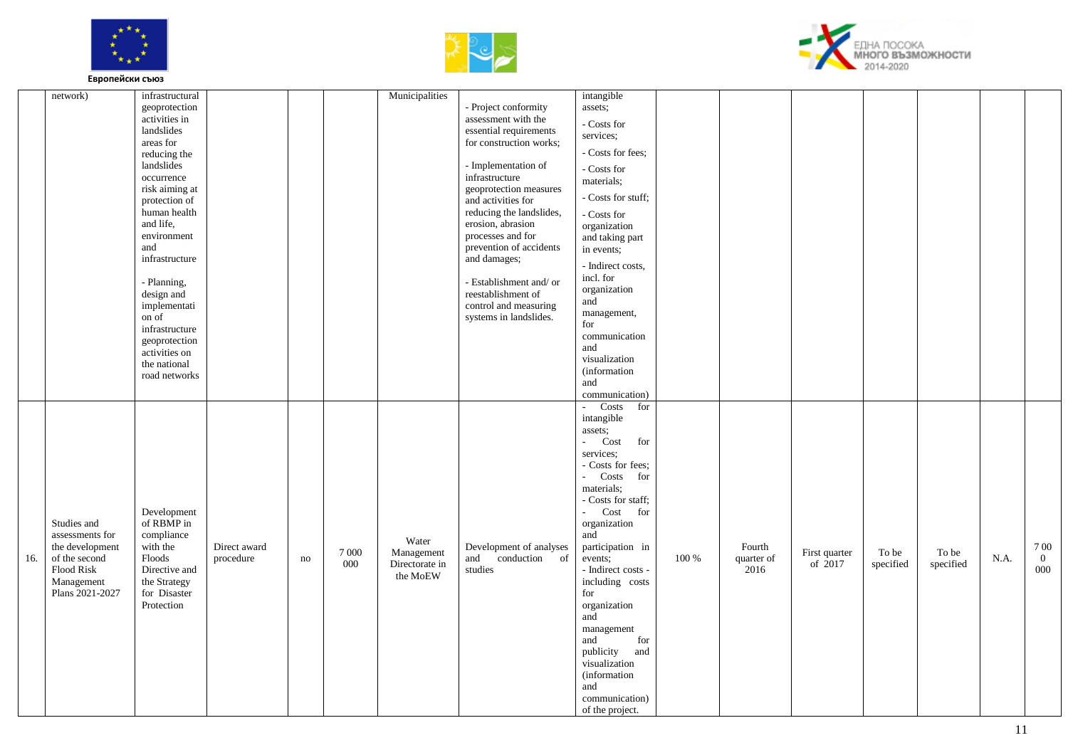| | | | | | | | | | | | | | | | |
|---|---|---|---|---|---|---|---|---|---|---|---|---|---|---|---|
| | network) | infrastructural geoprotection activities in landslides areas for reducing the landslides occurrence risk aiming at protection of human health and life, environment and infrastructure<br><br>- Planning, design and implementation of infrastructure geoprotection activities on the national road networks | | | | Municipalities | - Project conformity assessment with the essential requirements for construction works;<br><br>- Implementation of infrastructure geoprotection measures and activities for reducing the landslides, erosion, abrasion processes and for prevention of accidents and damages;<br><br>- Establishment and/ or reestablishment of control and measuring systems in landslides. | intangible assets;<br>- Costs for services;<br>- Costs for fees;<br>- Costs for materials;<br>- Costs for stuff;<br>- Costs for organization and taking part in events;<br>- Indirect costs, incl. for organization and management, for communication and visualization (information and communication) | | | | | | | |
| 16. | Studies and assessments for the development of the second Flood Risk Management Plans 2021-2027 | Development of RBMP in compliance with the Floods Directive and the Strategy for Disaster Protection | Direct award procedure | no | 7 000 000 | Water Management Directorate in the MoEW | Development of analyses and conduction of studies | - Costs for intangible assets;<br>- Cost for services;<br>- Costs for fees;<br>- Costs for materials;<br>- Costs for staff;<br>- Cost for organization and participation in events;<br>- Indirect costs - including costs for organization and management and for publicity and visualization (information and communication) of the project. | 100 % | Fourth quarter of 2016 | First quarter of 2017 | To be specified | To be specified | N.A. | 7 000 000 |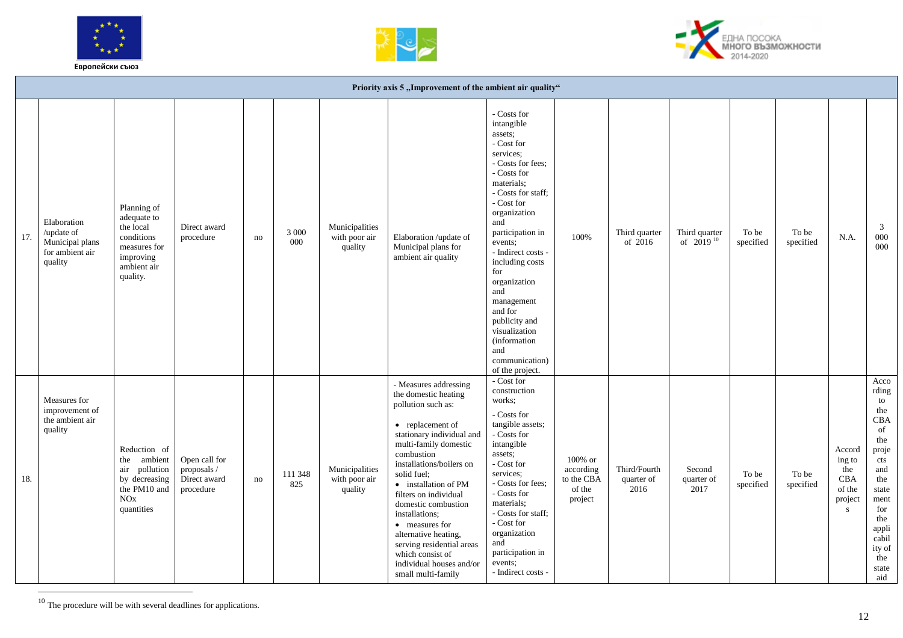| Priority axis 5 „Improvement of the ambient air quality" | | | | | | | | | | | | | | | |
|---|---|---|---|---|---|---|---|---|---|---|---|---|---|---|---|
| 17. | Elaboration /update of Municipal plans for ambient air quality | Planning of adequate to the local conditions measures for improving ambient air quality. | Direct award procedure | no | 3 000 000 | Municipalities with poor air quality | Elaboration /update of Municipal plans for ambient air quality | - Costs for intangible assets;<br>- Cost for services;<br>- Costs for fees;<br>- Costs for materials;<br>- Costs for staff;<br>- Cost for organization and participation in events;<br>- Indirect costs - including costs for organization and management and for publicity and visualization (information and communication) of the project. | 100% | Third quarter of 2016 | Third quarter of 2019 [10] | To be specified | To be specified | N.A. | 3 000 000 |
| 18. | Measures for improvement of the ambient air quality | Reduction of the ambient air pollution by decreasing the PM10 and NOx quantities | Open call for proposals / Direct award procedure | no | 111 348 825 | Municipalities with poor air quality | - Measures addressing the domestic heating pollution such as:<br>• replacement of stationary individual and multi-family domestic combustion installations/boilers on solid fuel;<br>• installation of PM filters on individual domestic combustion installations;<br>• measures for alternative heating, serving residential areas which consist of individual houses and/or small multi-family | - Cost for construction works;<br>- Costs for tangible assets;<br>- Costs for intangible assets;<br>- Cost for services;<br>- Costs for fees;<br>- Costs for materials;<br>- Costs for staff;<br>- Cost for organization and participation in events;<br>- Indirect costs - | 100% or according to the CBA of the project | Third/Fourth quarter of 2016 | Second quarter of 2017 | To be specified | To be specified | According to the CBA of the projects | According to the CBA of the projects and the statement for the applicability of the state aid |

[10] The procedure will be with several deadlines for applications.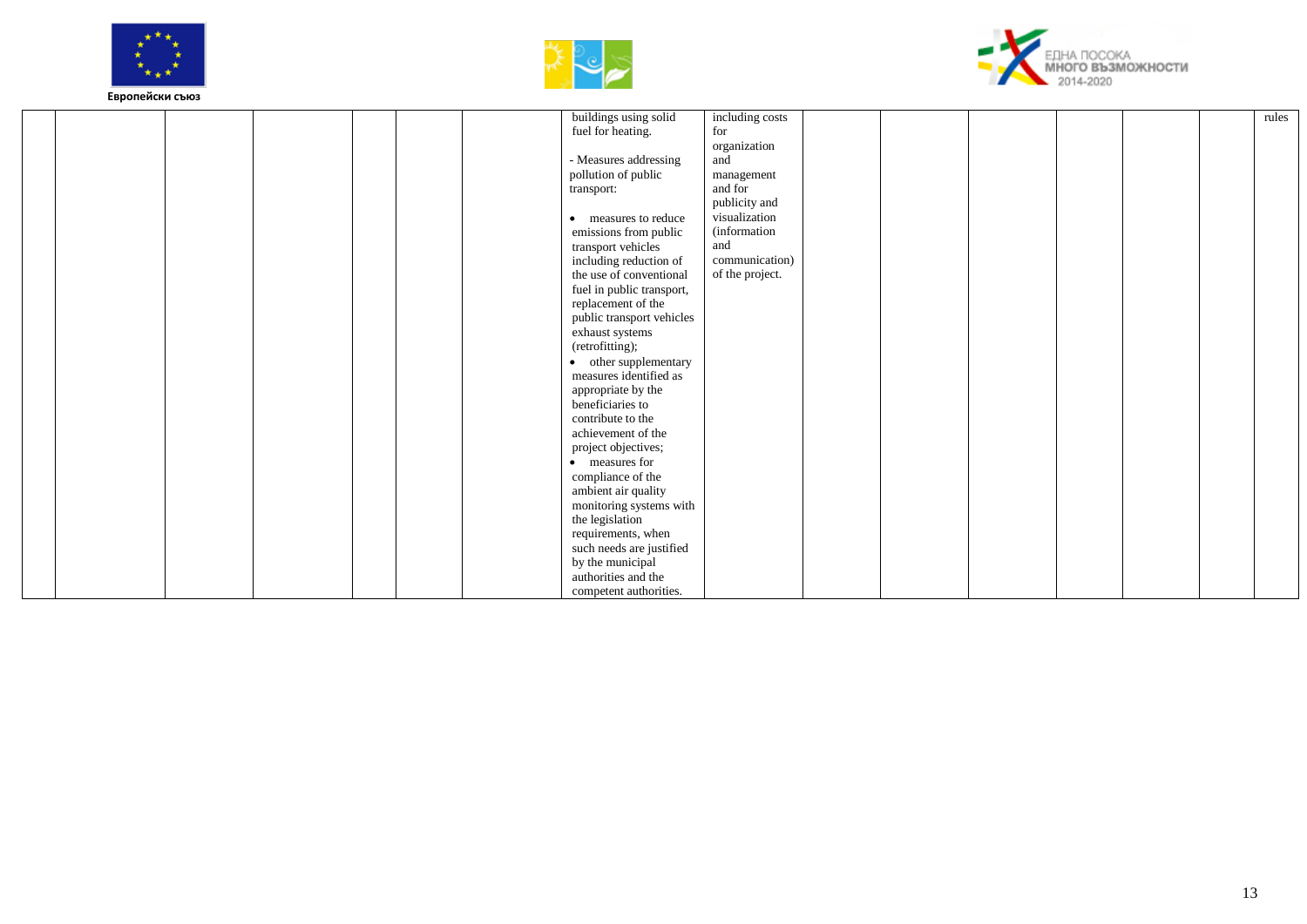| | | | | | | | | | | | | | | |
|---|---|---|---|---|---|---|---|---|---|---|---|---|---|---|
| | | | | | | buildings using solid fuel for heating.<br><br>- Measures addressing pollution of public transport:<br><br>• measures to reduce emissions from public transport vehicles including reduction of the use of conventional fuel in public transport, replacement of the public transport vehicles exhaust systems (retrofitting);<br>• other supplementary measures identified as appropriate by the beneficiaries to contribute to the achievement of the project objectives;<br>• measures for compliance of the ambient air quality monitoring systems with the legislation requirements, when such needs are justified by the municipal authorities and the competent authorities. | including costs for organization and management and for publicity and visualization (information and communication) of the project. | | | | | | | rules |